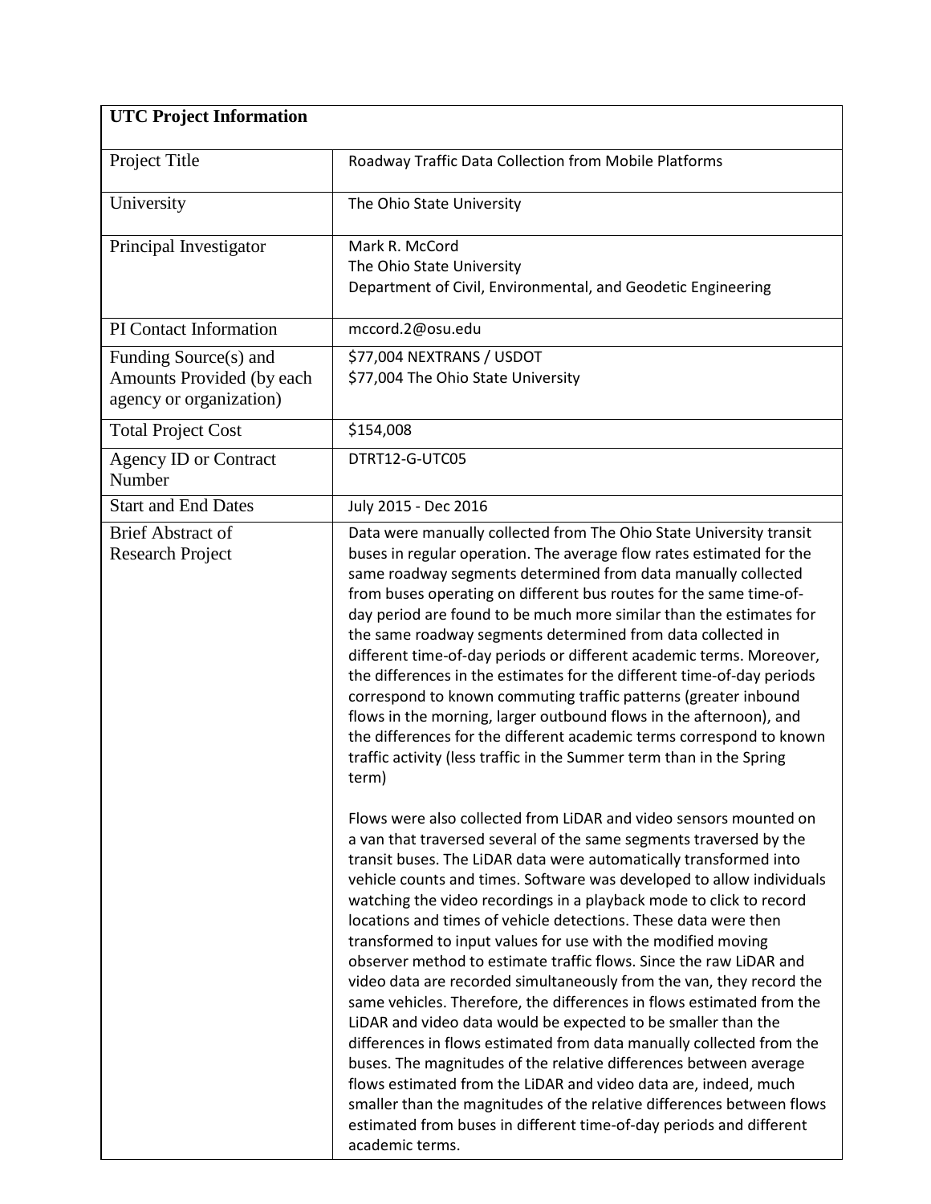| UTC Project Information | |
|---|---|
| Project Title | Roadway Traffic Data Collection from Mobile Platforms |
| University | The Ohio State University |
| Principal Investigator | Mark R. McCord<br>The Ohio State University<br>Department of Civil, Environmental, and Geodetic Engineering |
| PI Contact Information | mccord.2@osu.edu |
| Funding Source(s) and Amounts Provided (by each agency or organization) | $77,004 NEXTRANS / USDOT<br>$77,004 The Ohio State University |
| Total Project Cost | $154,008 |
| Agency ID or Contract Number | DTRT12-G-UTC05 |
| Start and End Dates | July 2015 - Dec 2016 |
| Brief Abstract of Research Project | Data were manually collected from The Ohio State University transit buses in regular operation. The average flow rates estimated for the same roadway segments determined from data manually collected from buses operating on different bus routes for the same time-of-day period are found to be much more similar than the estimates for the same roadway segments determined from data collected in different time-of-day periods or different academic terms. Moreover, the differences in the estimates for the different time-of-day periods correspond to known commuting traffic patterns (greater inbound flows in the morning, larger outbound flows in the afternoon), and the differences for the different academic terms correspond to known traffic activity (less traffic in the Summer term than in the Spring term)<br><br>Flows were also collected from LiDAR and video sensors mounted on a van that traversed several of the same segments traversed by the transit buses. The LiDAR data were automatically transformed into vehicle counts and times. Software was developed to allow individuals watching the video recordings in a playback mode to click to record locations and times of vehicle detections. These data were then transformed to input values for use with the modified moving observer method to estimate traffic flows. Since the raw LiDAR and video data are recorded simultaneously from the van, they record the same vehicles. Therefore, the differences in flows estimated from the LiDAR and video data would be expected to be smaller than the differences in flows estimated from data manually collected from the buses. The magnitudes of the relative differences between average flows estimated from the LiDAR and video data are, indeed, much smaller than the magnitudes of the relative differences between flows estimated from buses in different time-of-day periods and different academic terms. |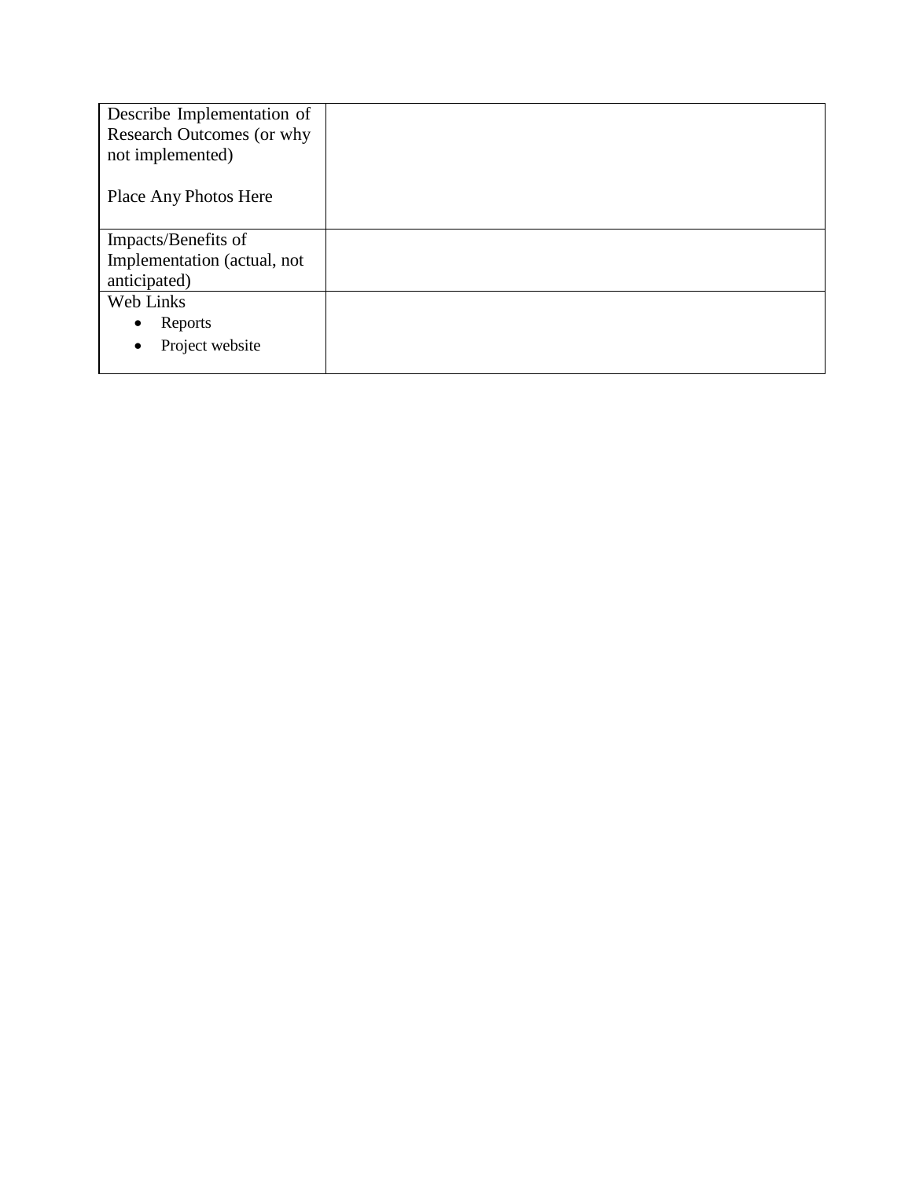| | |
|---|---|
| Describe Implementation of Research Outcomes (or why not implemented)<br><br>Place Any Photos Here | |
| Impacts/Benefits of Implementation (actual, not anticipated) | |
| Web Links<br>• Reports<br>• Project website | |